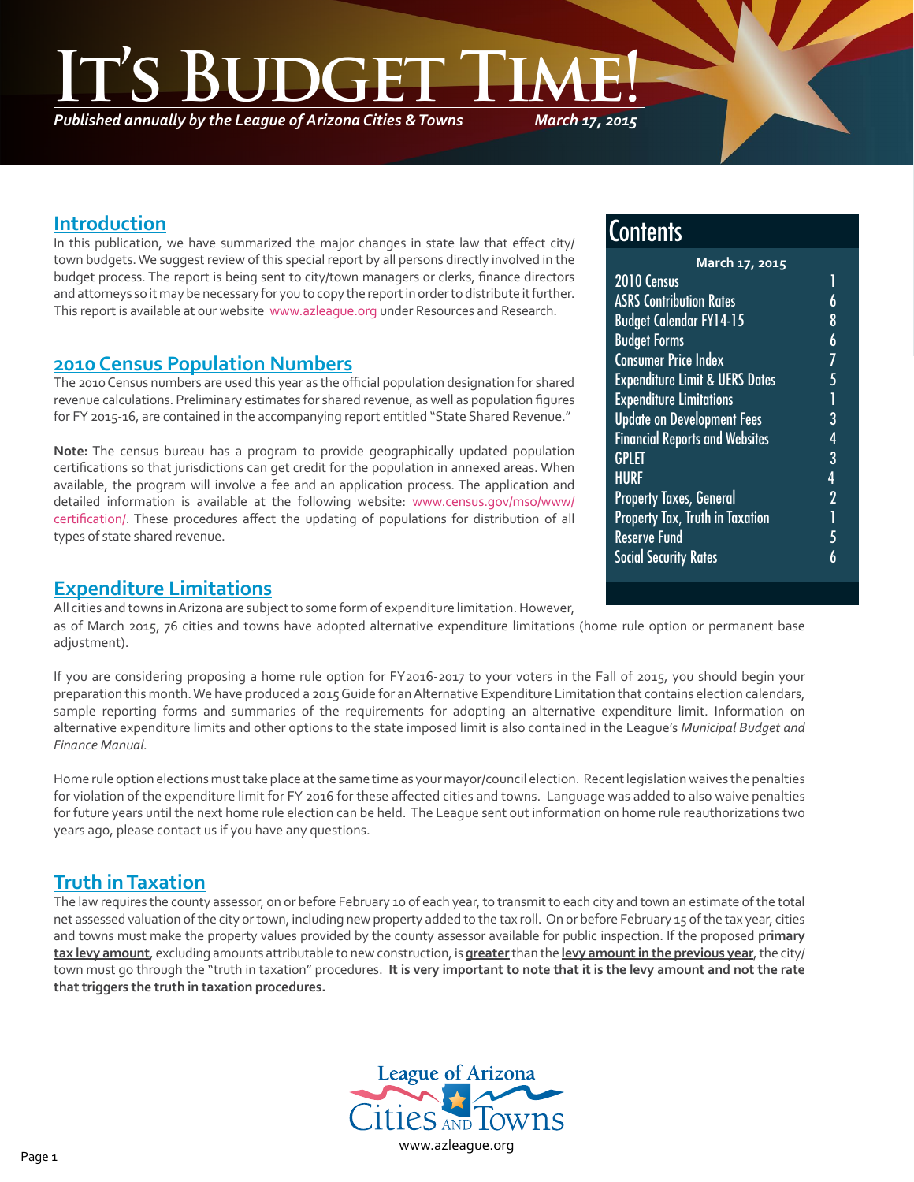# It's Budget Time!

*Published annually by the League of Arizona Cities & Towns* *March 17, 2015*

## Contents

**March 17, 2015**

| | |
|---|---|
| 2010 Census | 1 |
| ASRS Contribution Rates | 6 |
| Budget Calendar FY14-15 | 8 |
| Budget Forms | 6 |
| Consumer Price Index | 7 |
| Expenditure Limit & UERS Dates | 5 |
| Expenditure Limitations | 1 |
| Update on Development Fees | 3 |
| Financial Reports and Websites | 4 |
| GPLET | 3 |
| HURF | 4 |
| Property Taxes, General | 2 |
| Property Tax, Truth in Taxation | 1 |
| Reserve Fund | 5 |
| Social Security Rates | 6 |

## Introduction

In this publication, we have summarized the major changes in state law that effect city/town budgets. We suggest review of this special report by all persons directly involved in the budget process. The report is being sent to city/town managers or clerks, finance directors and attorneys so it may be necessary for you to copy the report in order to distribute it further. This report is available at our website www.azleague.org under Resources and Research.

## 2010 Census Population Numbers

The 2010 Census numbers are used this year as the official population designation for shared revenue calculations. Preliminary estimates for shared revenue, as well as population figures for FY 2015-16, are contained in the accompanying report entitled "State Shared Revenue."

**Note:** The census bureau has a program to provide geographically updated population certifications so that jurisdictions can get credit for the population in annexed areas. When available, the program will involve a fee and an application process. The application and detailed information is available at the following website: www.census.gov/mso/www/certification/. These procedures affect the updating of populations for distribution of all types of state shared revenue.

## Expenditure Limitations

All cities and towns in Arizona are subject to some form of expenditure limitation. However, as of March 2015, 76 cities and towns have adopted alternative expenditure limitations (home rule option or permanent base adjustment).

If you are considering proposing a home rule option for FY2016-2017 to your voters in the Fall of 2015, you should begin your preparation this month. We have produced a 2015 Guide for an Alternative Expenditure Limitation that contains election calendars, sample reporting forms and summaries of the requirements for adopting an alternative expenditure limit. Information on alternative expenditure limits and other options to the state imposed limit is also contained in the League's *Municipal Budget and Finance Manual.*

Home rule option elections must take place at the same time as your mayor/council election. Recent legislation waives the penalties for violation of the expenditure limit for FY 2016 for these affected cities and towns. Language was added to also waive penalties for future years until the next home rule election can be held. The League sent out information on home rule reauthorizations two years ago, please contact us if you have any questions.

## Truth in Taxation

The law requires the county assessor, on or before February 10 of each year, to transmit to each city and town an estimate of the total net assessed valuation of the city or town, including new property added to the tax roll. On or before February 15 of the tax year, cities and towns must make the property values provided by the county assessor available for public inspection. If the proposed **primary tax levy amount**, excluding amounts attributable to new construction, is **greater** than the **levy amount in the previous year**, the city/town must go through the "truth in taxation" procedures. **It is very important to note that it is the levy amount and not the rate that triggers the truth in taxation procedures.**

League of Arizona Cities and Towns
www.azleague.org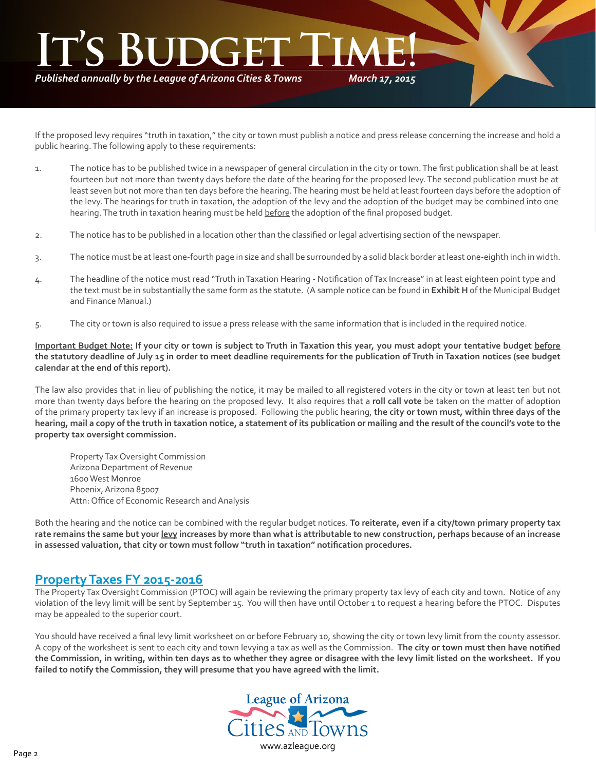If the proposed levy requires "truth in taxation," the city or town must publish a notice and press release concerning the increase and hold a public hearing. The following apply to these requirements:

1. The notice has to be published twice in a newspaper of general circulation in the city or town. The first publication shall be at least fourteen but not more than twenty days before the date of the hearing for the proposed levy. The second publication must be at least seven but not more than ten days before the hearing. The hearing must be held at least fourteen days before the adoption of the levy. The hearings for truth in taxation, the adoption of the levy and the adoption of the budget may be combined into one hearing. The truth in taxation hearing must be held <u>before</u> the adoption of the final proposed budget.

2. The notice has to be published in a location other than the classified or legal advertising section of the newspaper.

3. The notice must be at least one-fourth page in size and shall be surrounded by a solid black border at least one-eighth inch in width.

4. The headline of the notice must read "Truth in Taxation Hearing - Notification of Tax Increase" in at least eighteen point type and the text must be in substantially the same form as the statute. (A sample notice can be found in **Exhibit H** of the Municipal Budget and Finance Manual.)

5. The city or town is also required to issue a press release with the same information that is included in the required notice.

**<u>Important Budget Note:</u> If your city or town is subject to Truth in Taxation this year, you must adopt your tentative budget <u>before</u> the statutory deadline of July 15 in order to meet deadline requirements for the publication of Truth in Taxation notices (see budget calendar at the end of this report).**

The law also provides that in lieu of publishing the notice, it may be mailed to all registered voters in the city or town at least ten but not more than twenty days before the hearing on the proposed levy. It also requires that a **roll call vote** be taken on the matter of adoption of the primary property tax levy if an increase is proposed. Following the public hearing, **the city or town must, within three days of the hearing, mail a copy of the truth in taxation notice, a statement of its publication or mailing and the result of the council's vote to the property tax oversight commission.**

Property Tax Oversight Commission
Arizona Department of Revenue
1600 West Monroe
Phoenix, Arizona 85007
Attn: Office of Economic Research and Analysis

Both the hearing and the notice can be combined with the regular budget notices. **To reiterate, even if a city/town primary property tax rate remains the same but your <u>levy</u> increases by more than what is attributable to new construction, perhaps because of an increase in assessed valuation, that city or town must follow "truth in taxation" notification procedures.**

## Property Taxes FY 2015-2016

The Property Tax Oversight Commission (PTOC) will again be reviewing the primary property tax levy of each city and town. Notice of any violation of the levy limit will be sent by September 15. You will then have until October 1 to request a hearing before the PTOC. Disputes may be appealed to the superior court.

You should have received a final levy limit worksheet on or before February 10, showing the city or town levy limit from the county assessor. A copy of the worksheet is sent to each city and town levying a tax as well as the Commission. **The city or town must then have notified the Commission, in writing, within ten days as to whether they agree or disagree with the levy limit listed on the worksheet. If you failed to notify the Commission, they will presume that you have agreed with the limit.**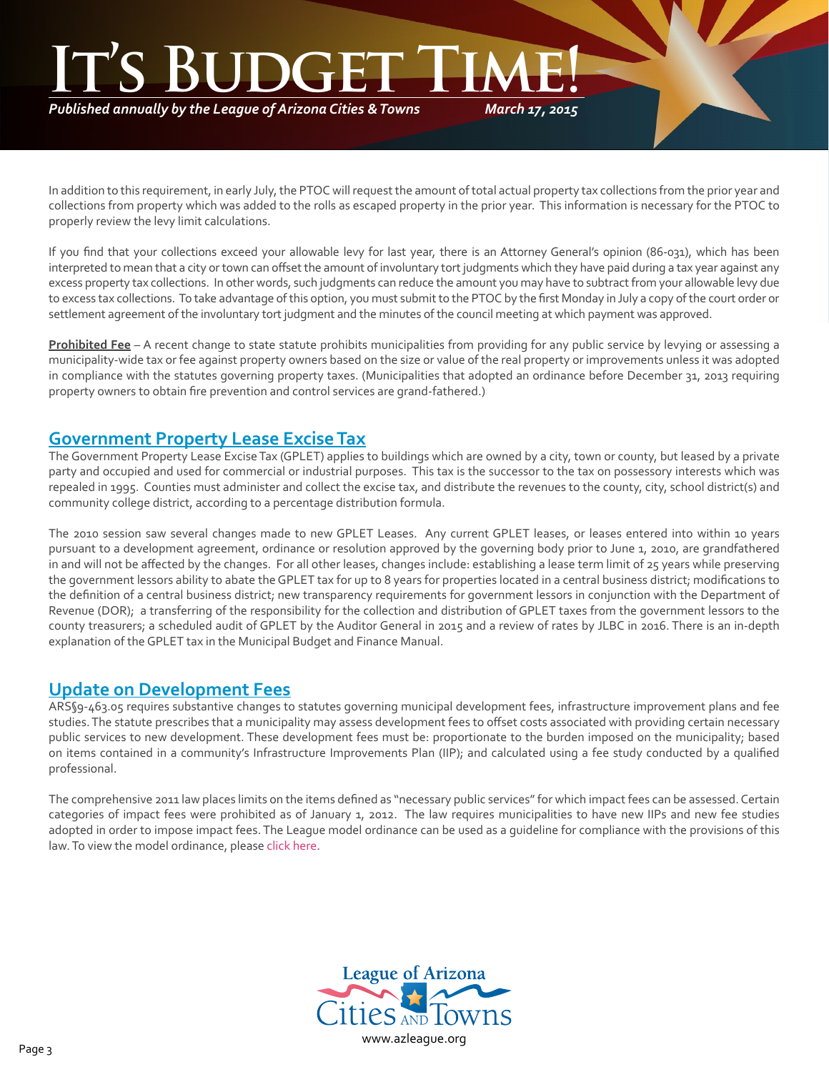In addition to this requirement, in early July, the PTOC will request the amount of total actual property tax collections from the prior year and collections from property which was added to the rolls as escaped property in the prior year. This information is necessary for the PTOC to properly review the levy limit calculations.

If you find that your collections exceed your allowable levy for last year, there is an Attorney General's opinion (86-031), which has been interpreted to mean that a city or town can offset the amount of involuntary tort judgments which they have paid during a tax year against any excess property tax collections. In other words, such judgments can reduce the amount you may have to subtract from your allowable levy due to excess tax collections. To take advantage of this option, you must submit to the PTOC by the first Monday in July a copy of the court order or settlement agreement of the involuntary tort judgment and the minutes of the council meeting at which payment was approved.

**Prohibited Fee** – A recent change to state statute prohibits municipalities from providing for any public service by levying or assessing a municipality-wide tax or fee against property owners based on the size or value of the real property or improvements unless it was adopted in compliance with the statutes governing property taxes. (Municipalities that adopted an ordinance before December 31, 2013 requiring property owners to obtain fire prevention and control services are grand-fathered.)

## Government Property Lease Excise Tax

The Government Property Lease Excise Tax (GPLET) applies to buildings which are owned by a city, town or county, but leased by a private party and occupied and used for commercial or industrial purposes. This tax is the successor to the tax on possessory interests which was repealed in 1995. Counties must administer and collect the excise tax, and distribute the revenues to the county, city, school district(s) and community college district, according to a percentage distribution formula.

The 2010 session saw several changes made to new GPLET Leases. Any current GPLET leases, or leases entered into within 10 years pursuant to a development agreement, ordinance or resolution approved by the governing body prior to June 1, 2010, are grandfathered in and will not be affected by the changes. For all other leases, changes include: establishing a lease term limit of 25 years while preserving the government lessors ability to abate the GPLET tax for up to 8 years for properties located in a central business district; modifications to the definition of a central business district; new transparency requirements for government lessors in conjunction with the Department of Revenue (DOR); a transferring of the responsibility for the collection and distribution of GPLET taxes from the government lessors to the county treasurers; a scheduled audit of GPLET by the Auditor General in 2015 and a review of rates by JLBC in 2016. There is an in-depth explanation of the GPLET tax in the Municipal Budget and Finance Manual.

## Update on Development Fees

ARS§9-463.05 requires substantive changes to statutes governing municipal development fees, infrastructure improvement plans and fee studies. The statute prescribes that a municipality may assess development fees to offset costs associated with providing certain necessary public services to new development. These development fees must be: proportionate to the burden imposed on the municipality; based on items contained in a community's Infrastructure Improvements Plan (IIP); and calculated using a fee study conducted by a qualified professional.

The comprehensive 2011 law places limits on the items defined as "necessary public services" for which impact fees can be assessed. Certain categories of impact fees were prohibited as of January 1, 2012. The law requires municipalities to have new IIPs and new fee studies adopted in order to impose impact fees. The League model ordinance can be used as a guideline for compliance with the provisions of this law. To view the model ordinance, please click here.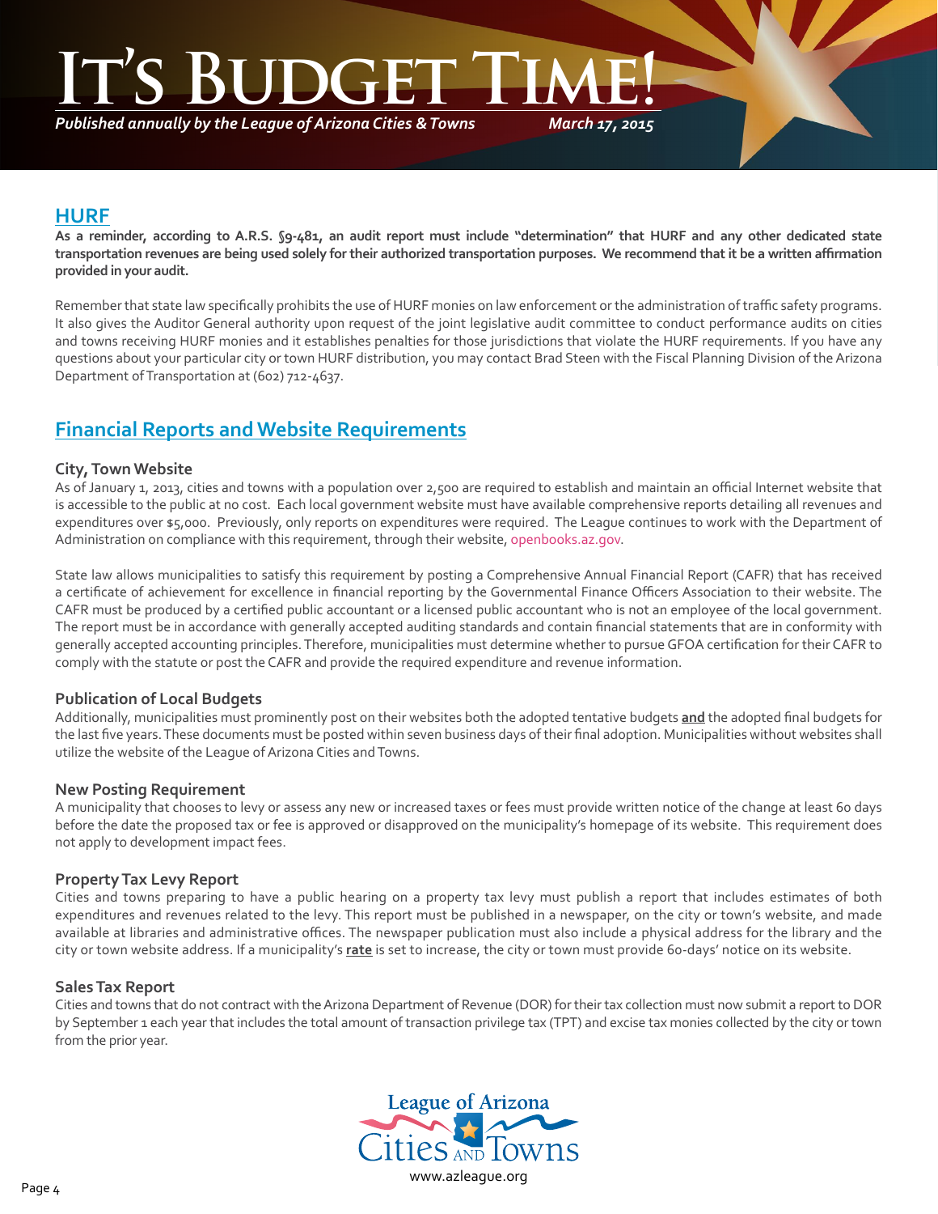## HURF

**As a reminder, according to A.R.S. §9-481, an audit report must include "determination" that HURF and any other dedicated state transportation revenues are being used solely for their authorized transportation purposes. We recommend that it be a written affirmation provided in your audit.**

Remember that state law specifically prohibits the use of HURF monies on law enforcement or the administration of traffic safety programs. It also gives the Auditor General authority upon request of the joint legislative audit committee to conduct performance audits on cities and towns receiving HURF monies and it establishes penalties for those jurisdictions that violate the HURF requirements. If you have any questions about your particular city or town HURF distribution, you may contact Brad Steen with the Fiscal Planning Division of the Arizona Department of Transportation at (602) 712-4637.

## Financial Reports and Website Requirements

### City, Town Website

As of January 1, 2013, cities and towns with a population over 2,500 are required to establish and maintain an official Internet website that is accessible to the public at no cost. Each local government website must have available comprehensive reports detailing all revenues and expenditures over $5,000. Previously, only reports on expenditures were required. The League continues to work with the Department of Administration on compliance with this requirement, through their website, openbooks.az.gov.

State law allows municipalities to satisfy this requirement by posting a Comprehensive Annual Financial Report (CAFR) that has received a certificate of achievement for excellence in financial reporting by the Governmental Finance Officers Association to their website. The CAFR must be produced by a certified public accountant or a licensed public accountant who is not an employee of the local government. The report must be in accordance with generally accepted auditing standards and contain financial statements that are in conformity with generally accepted accounting principles. Therefore, municipalities must determine whether to pursue GFOA certification for their CAFR to comply with the statute or post the CAFR and provide the required expenditure and revenue information.

### Publication of Local Budgets

Additionally, municipalities must prominently post on their websites both the adopted tentative budgets **and** the adopted final budgets for the last five years. These documents must be posted within seven business days of their final adoption. Municipalities without websites shall utilize the website of the League of Arizona Cities and Towns.

### New Posting Requirement

A municipality that chooses to levy or assess any new or increased taxes or fees must provide written notice of the change at least 60 days before the date the proposed tax or fee is approved or disapproved on the municipality's homepage of its website. This requirement does not apply to development impact fees.

### Property Tax Levy Report

Cities and towns preparing to have a public hearing on a property tax levy must publish a report that includes estimates of both expenditures and revenues related to the levy. This report must be published in a newspaper, on the city or town's website, and made available at libraries and administrative offices. The newspaper publication must also include a physical address for the library and the city or town website address. If a municipality's **rate** is set to increase, the city or town must provide 60-days' notice on its website.

### Sales Tax Report

Cities and towns that do not contract with the Arizona Department of Revenue (DOR) for their tax collection must now submit a report to DOR by September 1 each year that includes the total amount of transaction privilege tax (TPT) and excise tax monies collected by the city or town from the prior year.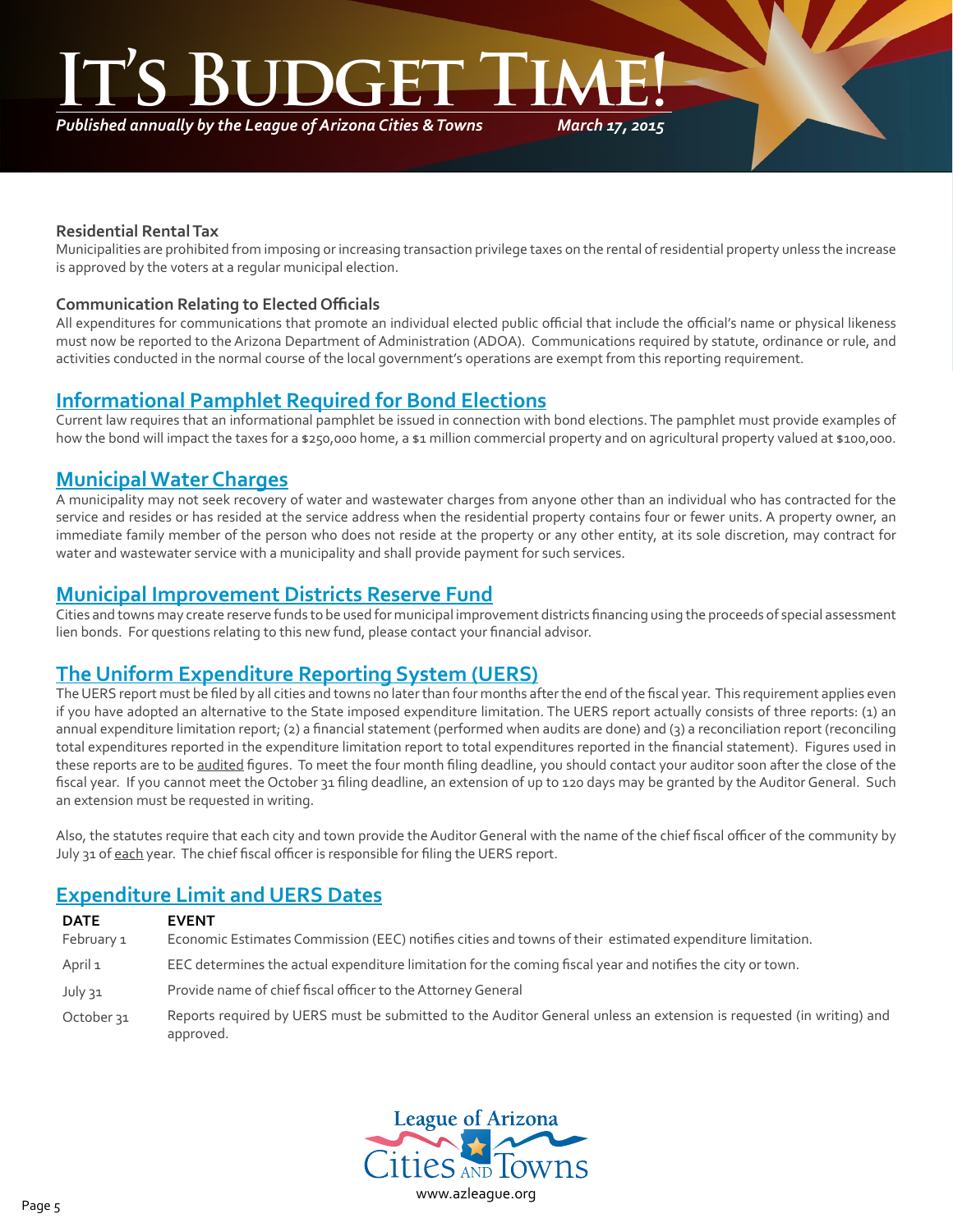### Residential Rental Tax

Municipalities are prohibited from imposing or increasing transaction privilege taxes on the rental of residential property unless the increase is approved by the voters at a regular municipal election.

### Communication Relating to Elected Officials

All expenditures for communications that promote an individual elected public official that include the official's name or physical likeness must now be reported to the Arizona Department of Administration (ADOA). Communications required by statute, ordinance or rule, and activities conducted in the normal course of the local government's operations are exempt from this reporting requirement.

## Informational Pamphlet Required for Bond Elections

Current law requires that an informational pamphlet be issued in connection with bond elections. The pamphlet must provide examples of how the bond will impact the taxes for a $250,000 home, a $1 million commercial property and on agricultural property valued at $100,000.

## Municipal Water Charges

A municipality may not seek recovery of water and wastewater charges from anyone other than an individual who has contracted for the service and resides or has resided at the service address when the residential property contains four or fewer units. A property owner, an immediate family member of the person who does not reside at the property or any other entity, at its sole discretion, may contract for water and wastewater service with a municipality and shall provide payment for such services.

## Municipal Improvement Districts Reserve Fund

Cities and towns may create reserve funds to be used for municipal improvement districts financing using the proceeds of special assessment lien bonds. For questions relating to this new fund, please contact your financial advisor.

## The Uniform Expenditure Reporting System (UERS)

The UERS report must be filed by all cities and towns no later than four months after the end of the fiscal year. This requirement applies even if you have adopted an alternative to the State imposed expenditure limitation. The UERS report actually consists of three reports: (1) an annual expenditure limitation report; (2) a financial statement (performed when audits are done) and (3) a reconciliation report (reconciling total expenditures reported in the expenditure limitation report to total expenditures reported in the financial statement). Figures used in these reports are to be audited figures. To meet the four month filing deadline, you should contact your auditor soon after the close of the fiscal year. If you cannot meet the October 31 filing deadline, an extension of up to 120 days may be granted by the Auditor General. Such an extension must be requested in writing.

Also, the statutes require that each city and town provide the Auditor General with the name of the chief fiscal officer of the community by July 31 of each year. The chief fiscal officer is responsible for filing the UERS report.

## Expenditure Limit and UERS Dates

| DATE | EVENT |
|---|---|
| February 1 | Economic Estimates Commission (EEC) notifies cities and towns of their estimated expenditure limitation. |
| April 1 | EEC determines the actual expenditure limitation for the coming fiscal year and notifies the city or town. |
| July 31 | Provide name of chief fiscal officer to the Attorney General |
| October 31 | Reports required by UERS must be submitted to the Auditor General unless an extension is requested (in writing) and approved. |

League of Arizona Cities and Towns
www.azleague.org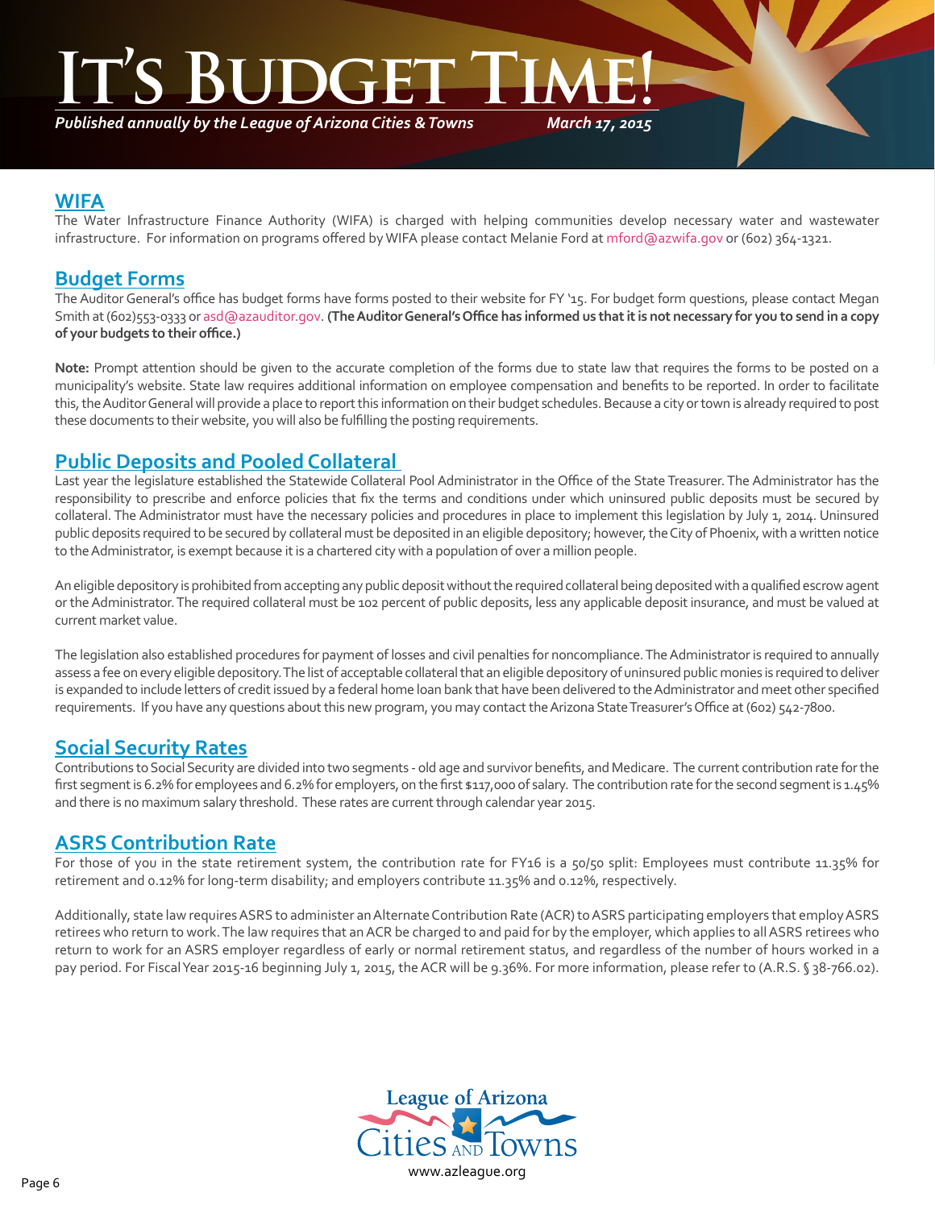## WIFA

The Water Infrastructure Finance Authority (WIFA) is charged with helping communities develop necessary water and wastewater infrastructure. For information on programs offered by WIFA please contact Melanie Ford at mford@azwifa.gov or (602) 364-1321.

## Budget Forms

The Auditor General's office has budget forms have forms posted to their website for FY '15. For budget form questions, please contact Megan Smith at (602)553-0333 or asd@azauditor.gov. **(The Auditor General's Office has informed us that it is not necessary for you to send in a copy of your budgets to their office.)**

**Note:** Prompt attention should be given to the accurate completion of the forms due to state law that requires the forms to be posted on a municipality's website. State law requires additional information on employee compensation and benefits to be reported. In order to facilitate this, the Auditor General will provide a place to report this information on their budget schedules. Because a city or town is already required to post these documents to their website, you will also be fulfilling the posting requirements.

## Public Deposits and Pooled Collateral

Last year the legislature established the Statewide Collateral Pool Administrator in the Office of the State Treasurer. The Administrator has the responsibility to prescribe and enforce policies that fix the terms and conditions under which uninsured public deposits must be secured by collateral. The Administrator must have the necessary policies and procedures in place to implement this legislation by July 1, 2014. Uninsured public deposits required to be secured by collateral must be deposited in an eligible depository; however, the City of Phoenix, with a written notice to the Administrator, is exempt because it is a chartered city with a population of over a million people.

An eligible depository is prohibited from accepting any public deposit without the required collateral being deposited with a qualified escrow agent or the Administrator. The required collateral must be 102 percent of public deposits, less any applicable deposit insurance, and must be valued at current market value.

The legislation also established procedures for payment of losses and civil penalties for noncompliance. The Administrator is required to annually assess a fee on every eligible depository. The list of acceptable collateral that an eligible depository of uninsured public monies is required to deliver is expanded to include letters of credit issued by a federal home loan bank that have been delivered to the Administrator and meet other specified requirements. If you have any questions about this new program, you may contact the Arizona State Treasurer's Office at (602) 542-7800.

## Social Security Rates

Contributions to Social Security are divided into two segments - old age and survivor benefits, and Medicare. The current contribution rate for the first segment is 6.2% for employees and 6.2% for employers, on the first $117,000 of salary. The contribution rate for the second segment is 1.45% and there is no maximum salary threshold. These rates are current through calendar year 2015.

## ASRS Contribution Rate

For those of you in the state retirement system, the contribution rate for FY16 is a 50/50 split: Employees must contribute 11.35% for retirement and 0.12% for long-term disability; and employers contribute 11.35% and 0.12%, respectively.

Additionally, state law requires ASRS to administer an Alternate Contribution Rate (ACR) to ASRS participating employers that employ ASRS retirees who return to work. The law requires that an ACR be charged to and paid for by the employer, which applies to all ASRS retirees who return to work for an ASRS employer regardless of early or normal retirement status, and regardless of the number of hours worked in a pay period. For Fiscal Year 2015-16 beginning July 1, 2015, the ACR will be 9.36%. For more information, please refer to (A.R.S. § 38-766.02).

League of Arizona Cities and Towns

www.azleague.org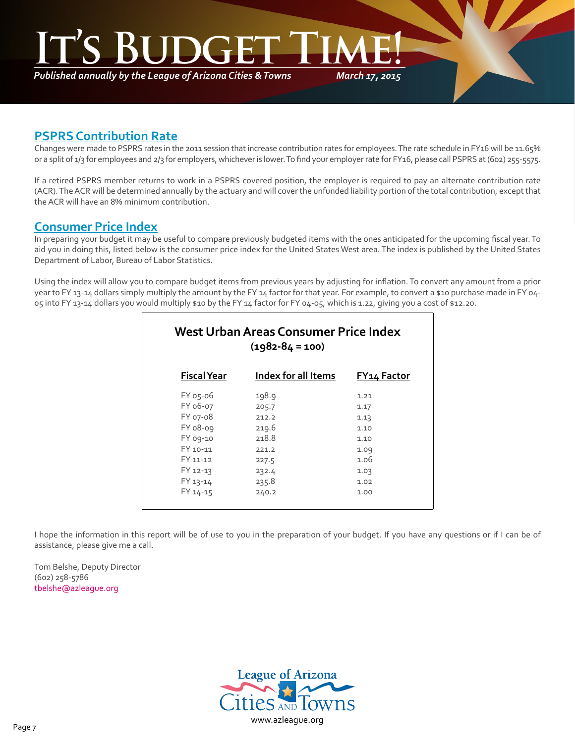## PSPRS Contribution Rate

Changes were made to PSPRS rates in the 2011 session that increase contribution rates for employees. The rate schedule in FY16 will be 11.65% or a split of 1/3 for employees and 2/3 for employers, whichever is lower. To find your employer rate for FY16, please call PSPRS at (602) 255-5575.

If a retired PSPRS member returns to work in a PSPRS covered position, the employer is required to pay an alternate contribution rate (ACR). The ACR will be determined annually by the actuary and will cover the unfunded liability portion of the total contribution, except that the ACR will have an 8% minimum contribution.

## Consumer Price Index

In preparing your budget it may be useful to compare previously budgeted items with the ones anticipated for the upcoming fiscal year. To aid you in doing this, listed below is the consumer price index for the United States West area. The index is published by the United States Department of Labor, Bureau of Labor Statistics.

Using the index will allow you to compare budget items from previous years by adjusting for inflation. To convert any amount from a prior year to FY 13-14 dollars simply multiply the amount by the FY 14 factor for that year. For example, to convert a $10 purchase made in FY 04-05 into FY 13-14 dollars you would multiply $10 by the FY 14 factor for FY 04-05, which is 1.22, giving you a cost of $12.20.

**West Urban Areas Consumer Price Index**
**(1982-84 = 100)**

| Fiscal Year | Index for all Items | FY14 Factor |
|---|---|---|
| FY 05-06 | 198.9 | 1.21 |
| FY 06-07 | 205.7 | 1.17 |
| FY 07-08 | 212.2 | 1.13 |
| FY 08-09 | 219.6 | 1.10 |
| FY 09-10 | 218.8 | 1.10 |
| FY 10-11 | 221.2 | 1.09 |
| FY 11-12 | 227.5 | 1.06 |
| FY 12-13 | 232.4 | 1.03 |
| FY 13-14 | 235.8 | 1.02 |
| FY 14-15 | 240.2 | 1.00 |

I hope the information in this report will be of use to you in the preparation of your budget. If you have any questions or if I can be of assistance, please give me a call.

Tom Belshe, Deputy Director
(602) 258-5786
tbelshe@azleague.org

League of Arizona Cities and Towns
www.azleague.org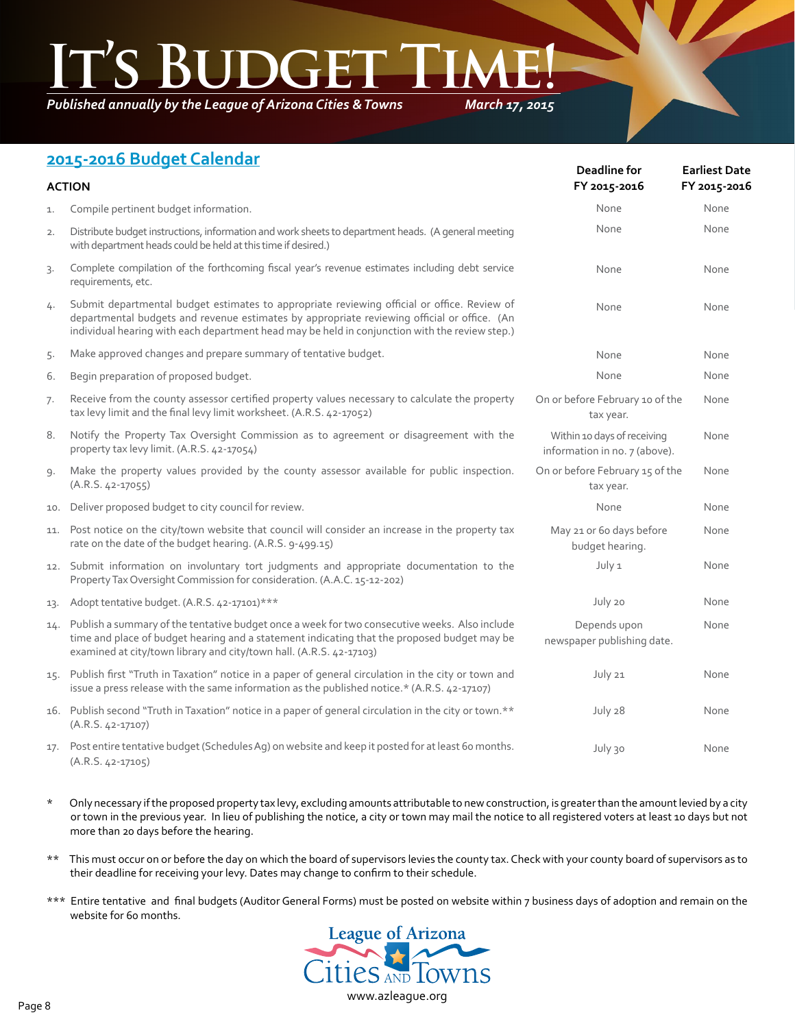# It's Budget Time!

*Published annually by the League of Arizona Cities & Towns* *March 17, 2015*

## 2015-2016 Budget Calendar

| | ACTION | Deadline for FY 2015-2016 | Earliest Date FY 2015-2016 |
|---|---|---|---|
| 1. | Compile pertinent budget information. | None | None |
| 2. | Distribute budget instructions, information and work sheets to department heads. (A general meeting with department heads could be held at this time if desired.) | None | None |
| 3. | Complete compilation of the forthcoming fiscal year's revenue estimates including debt service requirements, etc. | None | None |
| 4. | Submit departmental budget estimates to appropriate reviewing official or office. Review of departmental budgets and revenue estimates by appropriate reviewing official or office. (An individual hearing with each department head may be held in conjunction with the review step.) | None | None |
| 5. | Make approved changes and prepare summary of tentative budget. | None | None |
| 6. | Begin preparation of proposed budget. | None | None |
| 7. | Receive from the county assessor certified property values necessary to calculate the property tax levy limit and the final levy limit worksheet. (A.R.S. 42-17052) | On or before February 10 of the tax year. | None |
| 8. | Notify the Property Tax Oversight Commission as to agreement or disagreement with the property tax levy limit. (A.R.S. 42-17054) | Within 10 days of receiving information in no. 7 (above). | None |
| 9. | Make the property values provided by the county assessor available for public inspection. (A.R.S. 42-17055) | On or before February 15 of the tax year. | None |
| 10. | Deliver proposed budget to city council for review. | None | None |
| 11. | Post notice on the city/town website that council will consider an increase in the property tax rate on the date of the budget hearing. (A.R.S. 9-499.15) | May 21 or 60 days before budget hearing. | None |
| 12. | Submit information on involuntary tort judgments and appropriate documentation to the Property Tax Oversight Commission for consideration. (A.A.C. 15-12-202) | July 1 | None |
| 13. | Adopt tentative budget. (A.R.S. 42-17101)*** | July 20 | None |
| 14. | Publish a summary of the tentative budget once a week for two consecutive weeks. Also include time and place of budget hearing and a statement indicating that the proposed budget may be examined at city/town library and city/town hall. (A.R.S. 42-17103) | Depends upon newspaper publishing date. | None |
| 15. | Publish first "Truth in Taxation" notice in a paper of general circulation in the city or town and issue a press release with the same information as the published notice.* (A.R.S. 42-17107) | July 21 | None |
| 16. | Publish second "Truth in Taxation" notice in a paper of general circulation in the city or town.** (A.R.S. 42-17107) | July 28 | None |
| 17. | Post entire tentative budget (Schedules Ag) on website and keep it posted for at least 60 months. (A.R.S. 42-17105) | July 30 | None |

\* Only necessary if the proposed property tax levy, excluding amounts attributable to new construction, is greater than the amount levied by a city or town in the previous year. In lieu of publishing the notice, a city or town may mail the notice to all registered voters at least 10 days but not more than 20 days before the hearing.

\** This must occur on or before the day on which the board of supervisors levies the county tax. Check with your county board of supervisors as to their deadline for receiving your levy. Dates may change to confirm to their schedule.

\*** Entire tentative and final budgets (Auditor General Forms) must be posted on website within 7 business days of adoption and remain on the website for 60 months.

League of Arizona Cities and Towns

www.azleague.org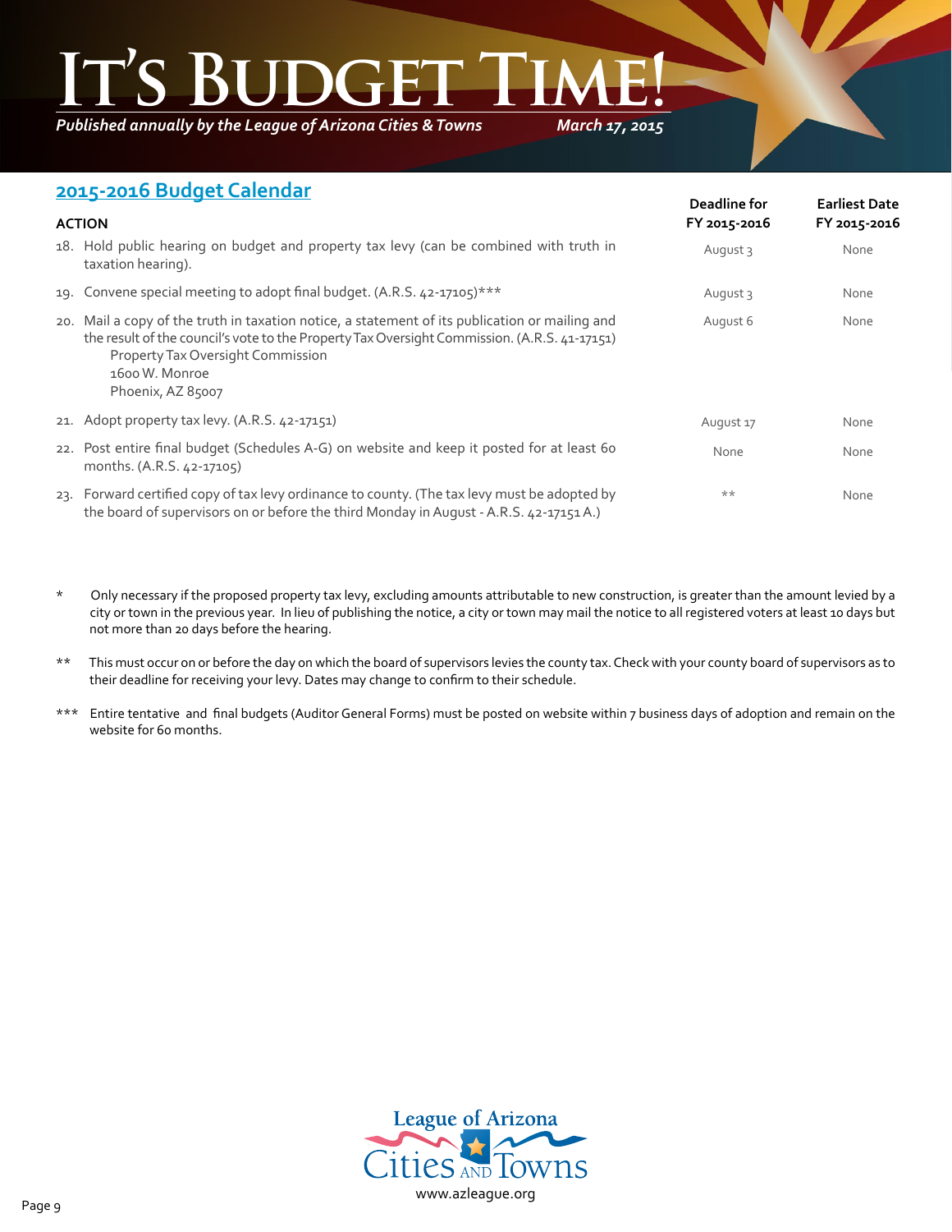# It's Budget Time!

*Published annually by the League of Arizona Cities & Towns* *March 17, 2015*

## 2015-2016 Budget Calendar

| ACTION | Deadline for FY 2015-2016 | Earliest Date FY 2015-2016 |
|---|---|---|
| 18. Hold public hearing on budget and property tax levy (can be combined with truth in taxation hearing). | August 3 | None |
| 19. Convene special meeting to adopt final budget. (A.R.S. 42-17105)*** | August 3 | None |
| 20. Mail a copy of the truth in taxation notice, a statement of its publication or mailing and the result of the council's vote to the Property Tax Oversight Commission. (A.R.S. 41-17151)<br>Property Tax Oversight Commission<br>1600 W. Monroe<br>Phoenix, AZ 85007 | August 6 | None |
| 21. Adopt property tax levy. (A.R.S. 42-17151) | August 17 | None |
| 22. Post entire final budget (Schedules A-G) on website and keep it posted for at least 60 months. (A.R.S. 42-17105) | None | None |
| 23. Forward certified copy of tax levy ordinance to county. (The tax levy must be adopted by the board of supervisors on or before the third Monday in August - A.R.S. 42-17151 A.) | ** | None |

\* Only necessary if the proposed property tax levy, excluding amounts attributable to new construction, is greater than the amount levied by a city or town in the previous year. In lieu of publishing the notice, a city or town may mail the notice to all registered voters at least 10 days but not more than 20 days before the hearing.

** This must occur on or before the day on which the board of supervisors levies the county tax. Check with your county board of supervisors as to their deadline for receiving your levy. Dates may change to confirm to their schedule.

*** Entire tentative and final budgets (Auditor General Forms) must be posted on website within 7 business days of adoption and remain on the website for 60 months.

League of Arizona Cities and Towns
www.azleague.org